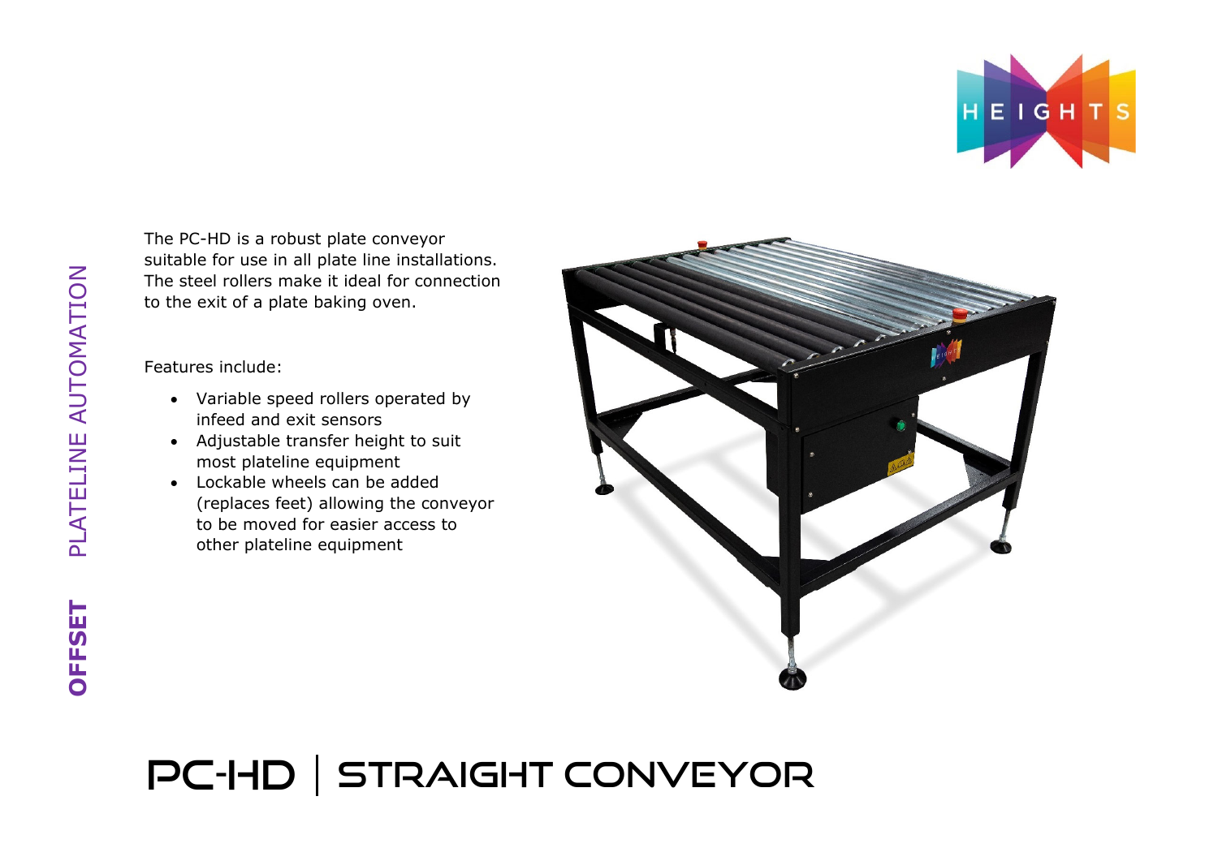# PC-HD | STRAIGHT CONVEYOR

OFFSET PLATELINE AUTOMATION

The PC-HD is a robust plate conveyor suitable for use in all plate line installations. The steel rollers make it ideal for connection to the exit of a plate baking oven.

Features include:

- Variable speed rollers operated by infeed and exit sensors
- Adjustable transfer height to suit most plateline equipment
- Lockable wheels can be added (replaces feet) allowing the conveyor to be moved for easier access to other plateline equipment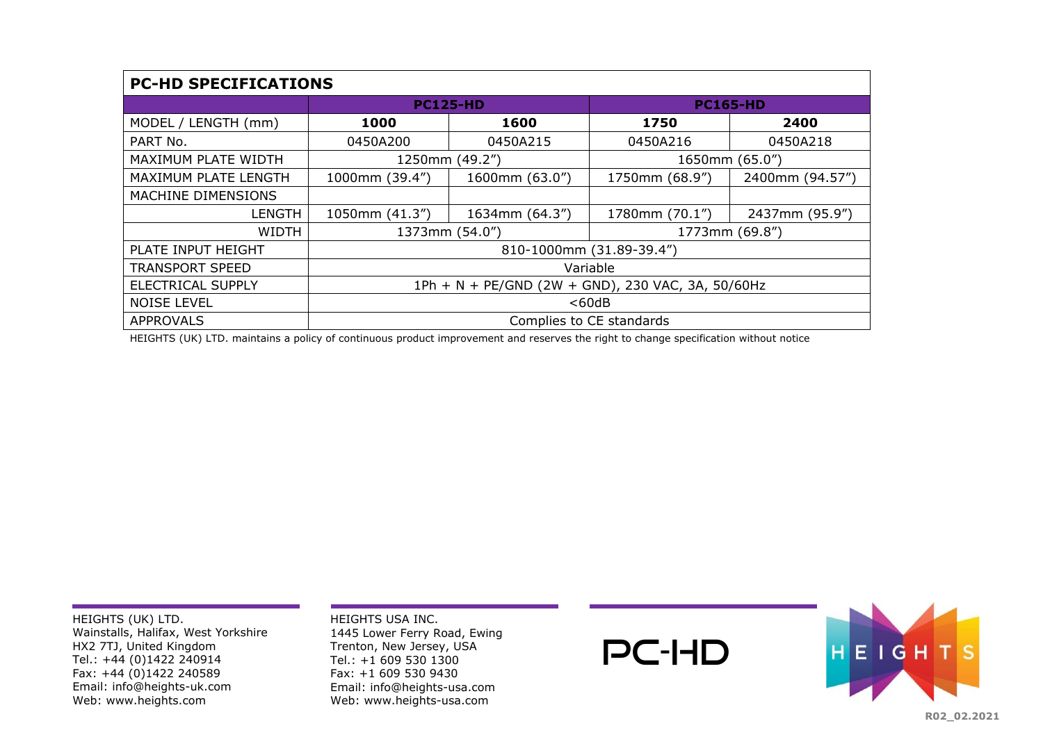## PC-HD SPECIFICATIONS

| | PC125-HD | | PC165-HD | |
|---|---|---|---|---|
| MODEL / LENGTH (mm) | **1000** | **1600** | **1750** | **2400** |
| PART No. | 0450A200 | 0450A215 | 0450A216 | 0450A218 |
| MAXIMUM PLATE WIDTH | 1250mm (49.2”) | | 1650mm (65.0”) | |
| MAXIMUM PLATE LENGTH | 1000mm (39.4”) | 1600mm (63.0”) | 1750mm (68.9”) | 2400mm (94.57”) |
| MACHINE DIMENSIONS | | | | |
| LENGTH | 1050mm (41.3”) | 1634mm (64.3”) | 1780mm (70.1”) | 2437mm (95.9”) |
| WIDTH | 1373mm (54.0”) | | 1773mm (69.8”) | |
| PLATE INPUT HEIGHT | 810-1000mm (31.89-39.4”) | | | |
| TRANSPORT SPEED | Variable | | | |
| ELECTRICAL SUPPLY | 1Ph + N + PE/GND (2W + GND), 230 VAC, 3A, 50/60Hz | | | |
| NOISE LEVEL | <60dB | | | |
| APPROVALS | Complies to CE standards | | | |

HEIGHTS (UK) LTD. maintains a policy of continuous product improvement and reserves the right to change specification without notice

HEIGHTS (UK) LTD.
Wainstalls, Halifax, West Yorkshire
HX2 7TJ, United Kingdom
Tel.: +44 (0)1422 240914
Fax: +44 (0)1422 240589
Email: info@heights-uk.com
Web: www.heights.com

HEIGHTS USA INC.
1445 Lower Ferry Road, Ewing
Trenton, New Jersey, USA
Tel.: +1 609 530 1300
Fax: +1 609 530 9430
Email: info@heights-usa.com
Web: www.heights-usa.com

PC-HD

HEIGHTS

R02_02.2021